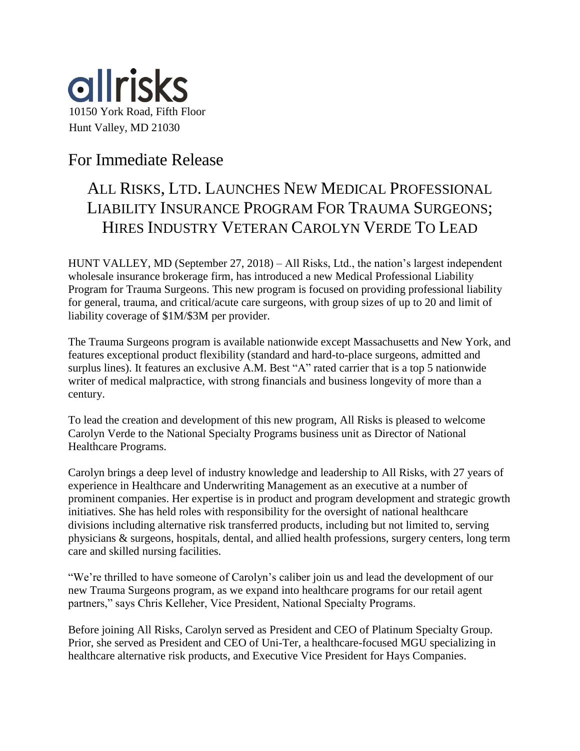allrisks

10150 York Road, Fifth Floor
Hunt Valley, MD 21030

## For Immediate Release

# ALL RISKS, LTD. LAUNCHES NEW MEDICAL PROFESSIONAL LIABILITY INSURANCE PROGRAM FOR TRAUMA SURGEONS; HIRES INDUSTRY VETERAN CAROLYN VERDE TO LEAD

HUNT VALLEY, MD (September 27, 2018) – All Risks, Ltd., the nation's largest independent wholesale insurance brokerage firm, has introduced a new Medical Professional Liability Program for Trauma Surgeons. This new program is focused on providing professional liability for general, trauma, and critical/acute care surgeons, with group sizes of up to 20 and limit of liability coverage of $1M/$3M per provider.

The Trauma Surgeons program is available nationwide except Massachusetts and New York, and features exceptional product flexibility (standard and hard-to-place surgeons, admitted and surplus lines). It features an exclusive A.M. Best "A" rated carrier that is a top 5 nationwide writer of medical malpractice, with strong financials and business longevity of more than a century.

To lead the creation and development of this new program, All Risks is pleased to welcome Carolyn Verde to the National Specialty Programs business unit as Director of National Healthcare Programs.

Carolyn brings a deep level of industry knowledge and leadership to All Risks, with 27 years of experience in Healthcare and Underwriting Management as an executive at a number of prominent companies. Her expertise is in product and program development and strategic growth initiatives. She has held roles with responsibility for the oversight of national healthcare divisions including alternative risk transferred products, including but not limited to, serving physicians & surgeons, hospitals, dental, and allied health professions, surgery centers, long term care and skilled nursing facilities.

"We're thrilled to have someone of Carolyn's caliber join us and lead the development of our new Trauma Surgeons program, as we expand into healthcare programs for our retail agent partners," says Chris Kelleher, Vice President, National Specialty Programs.

Before joining All Risks, Carolyn served as President and CEO of Platinum Specialty Group. Prior, she served as President and CEO of Uni-Ter, a healthcare-focused MGU specializing in healthcare alternative risk products, and Executive Vice President for Hays Companies.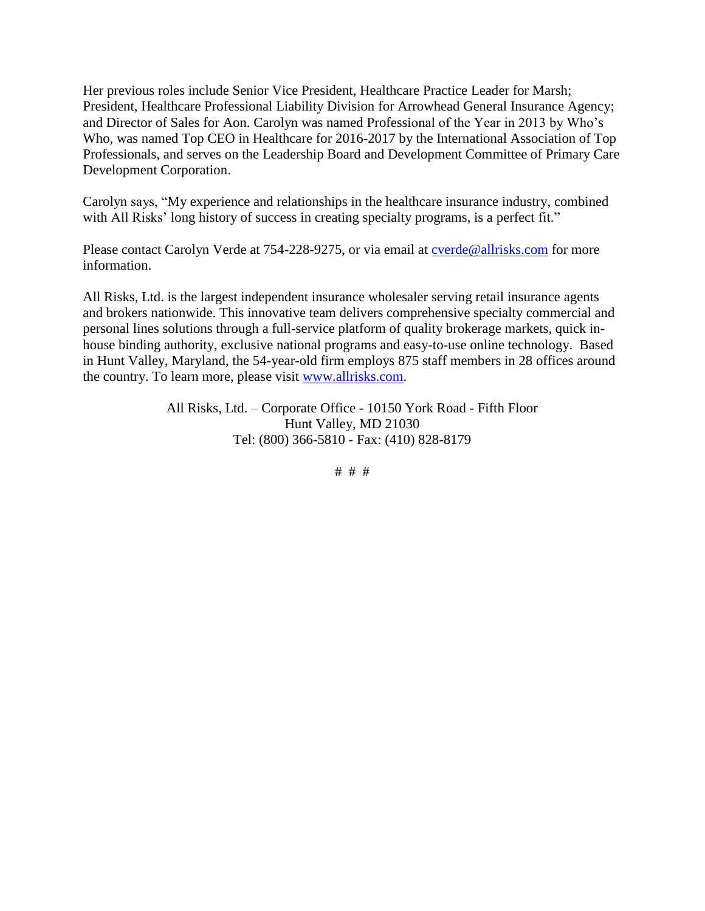Her previous roles include Senior Vice President, Healthcare Practice Leader for Marsh; President, Healthcare Professional Liability Division for Arrowhead General Insurance Agency; and Director of Sales for Aon. Carolyn was named Professional of the Year in 2013 by Who's Who, was named Top CEO in Healthcare for 2016-2017 by the International Association of Top Professionals, and serves on the Leadership Board and Development Committee of Primary Care Development Corporation.

Carolyn says, "My experience and relationships in the healthcare insurance industry, combined with All Risks' long history of success in creating specialty programs, is a perfect fit."

Please contact Carolyn Verde at 754-228-9275, or via email at cverde@allrisks.com for more information.

All Risks, Ltd. is the largest independent insurance wholesaler serving retail insurance agents and brokers nationwide. This innovative team delivers comprehensive specialty commercial and personal lines solutions through a full-service platform of quality brokerage markets, quick in-house binding authority, exclusive national programs and easy-to-use online technology. Based in Hunt Valley, Maryland, the 54-year-old firm employs 875 staff members in 28 offices around the country. To learn more, please visit www.allrisks.com.

All Risks, Ltd. – Corporate Office - 10150 York Road - Fifth Floor
Hunt Valley, MD 21030
Tel: (800) 366-5810 - Fax: (410) 828-8179

# # #